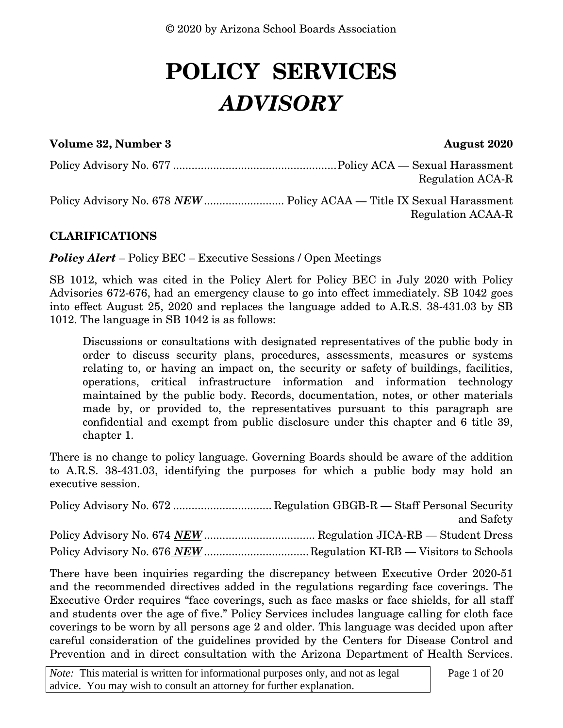© 2020 by Arizona School Boards Association

# POLICY SERVICES
# *ADVISORY*

**Volume 32, Number 3** **August 2020**

Policy Advisory No. 677 .................................................... Policy ACA — Sexual Harassment
Regulation ACA-R

Policy Advisory No. 678 ***NEW*** .......................... Policy ACAA — Title IX Sexual Harassment
Regulation ACAA-R

**CLARIFICATIONS**

***Policy Alert*** – Policy BEC – Executive Sessions / Open Meetings

SB 1012, which was cited in the Policy Alert for Policy BEC in July 2020 with Policy Advisories 672-676, had an emergency clause to go into effect immediately. SB 1042 goes into effect August 25, 2020 and replaces the language added to A.R.S. 38-431.03 by SB 1012. The language in SB 1042 is as follows:

> Discussions or consultations with designated representatives of the public body in order to discuss security plans, procedures, assessments, measures or systems relating to, or having an impact on, the security or safety of buildings, facilities, operations, critical infrastructure information and information technology maintained by the public body. Records, documentation, notes, or other materials made by, or provided to, the representatives pursuant to this paragraph are confidential and exempt from public disclosure under this chapter and 6 title 39, chapter 1.

There is no change to policy language. Governing Boards should be aware of the addition to A.R.S. 38-431.03, identifying the purposes for which a public body may hold an executive session.

Policy Advisory No. 672 ................................ Regulation GBGB-R — Staff Personal Security and Safety

Policy Advisory No. 674 ***NEW*** .................................... Regulation JICA-RB — Student Dress

Policy Advisory No. 676 ***NEW*** .................................. Regulation KI-RB — Visitors to Schools

There have been inquiries regarding the discrepancy between Executive Order 2020-51 and the recommended directives added in the regulations regarding face coverings. The Executive Order requires "face coverings, such as face masks or face shields, for all staff and students over the age of five." Policy Services includes language calling for cloth face coverings to be worn by all persons age 2 and older. This language was decided upon after careful consideration of the guidelines provided by the Centers for Disease Control and Prevention and in direct consultation with the Arizona Department of Health Services.

*Note:* This material is written for informational purposes only, and not as legal advice. You may wish to consult an attorney for further explanation.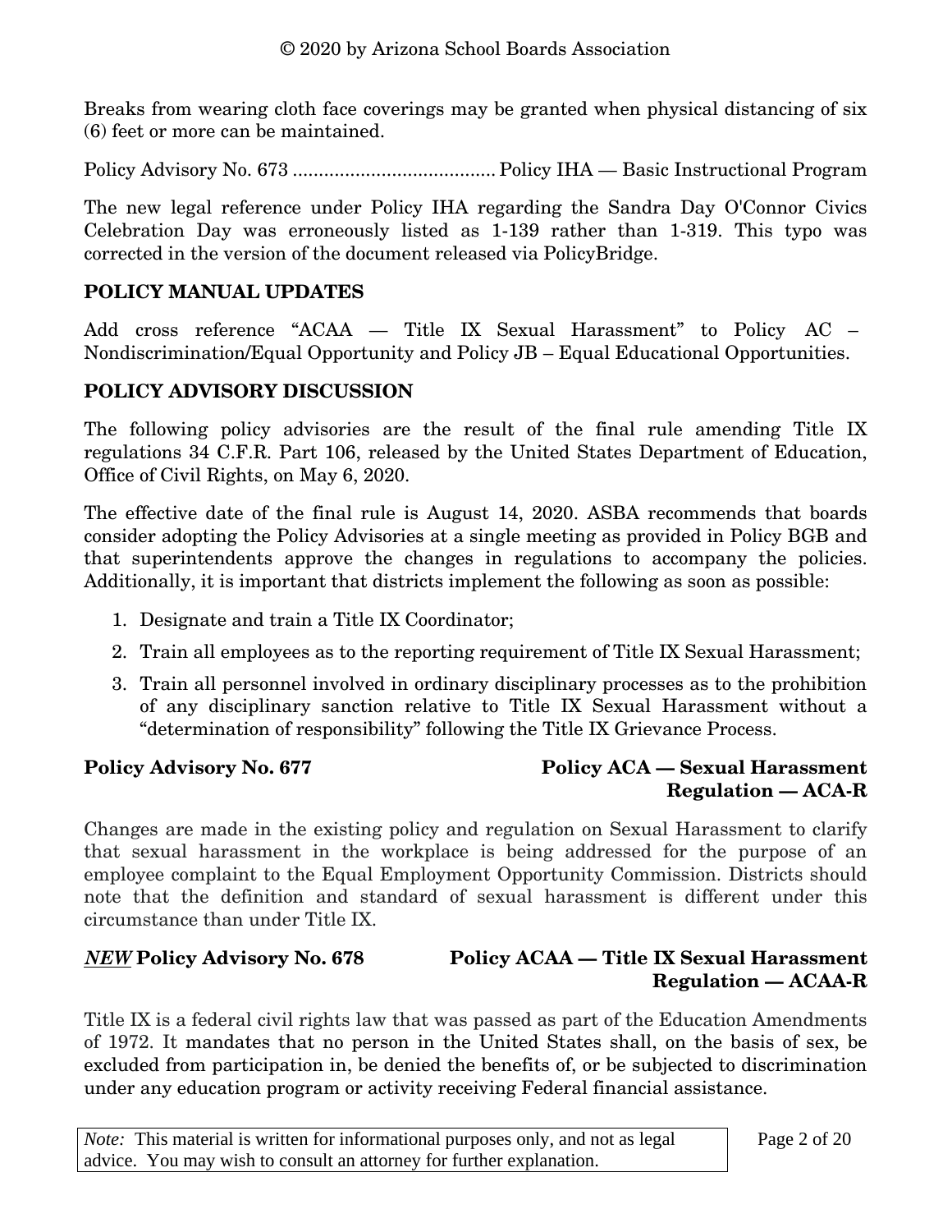Breaks from wearing cloth face coverings may be granted when physical distancing of six (6) feet or more can be maintained.

Policy Advisory No. 673 ....................................... Policy IHA — Basic Instructional Program

The new legal reference under Policy IHA regarding the Sandra Day O'Connor Civics Celebration Day was erroneously listed as 1-139 rather than 1-319. This typo was corrected in the version of the document released via PolicyBridge.

## POLICY MANUAL UPDATES

Add cross reference "ACAA — Title IX Sexual Harassment" to Policy AC – Nondiscrimination/Equal Opportunity and Policy JB – Equal Educational Opportunities.

## POLICY ADVISORY DISCUSSION

The following policy advisories are the result of the final rule amending Title IX regulations 34 C.F.R. Part 106, released by the United States Department of Education, Office of Civil Rights, on May 6, 2020.

The effective date of the final rule is August 14, 2020. ASBA recommends that boards consider adopting the Policy Advisories at a single meeting as provided in Policy BGB and that superintendents approve the changes in regulations to accompany the policies. Additionally, it is important that districts implement the following as soon as possible:

1. Designate and train a Title IX Coordinator;
2. Train all employees as to the reporting requirement of Title IX Sexual Harassment;
3. Train all personnel involved in ordinary disciplinary processes as to the prohibition of any disciplinary sanction relative to Title IX Sexual Harassment without a "determination of responsibility" following the Title IX Grievance Process.

### Policy Advisory No. 677 — Policy ACA — Sexual Harassment, Regulation — ACA-R

Changes are made in the existing policy and regulation on Sexual Harassment to clarify that sexual harassment in the workplace is being addressed for the purpose of an employee complaint to the Equal Employment Opportunity Commission. Districts should note that the definition and standard of sexual harassment is different under this circumstance than under Title IX.

### ***NEW*** Policy Advisory No. 678 — Policy ACAA — Title IX Sexual Harassment, Regulation — ACAA-R

Title IX is a federal civil rights law that was passed as part of the Education Amendments of 1972. It mandates that no person in the United States shall, on the basis of sex, be excluded from participation in, be denied the benefits of, or be subjected to discrimination under any education program or activity receiving Federal financial assistance.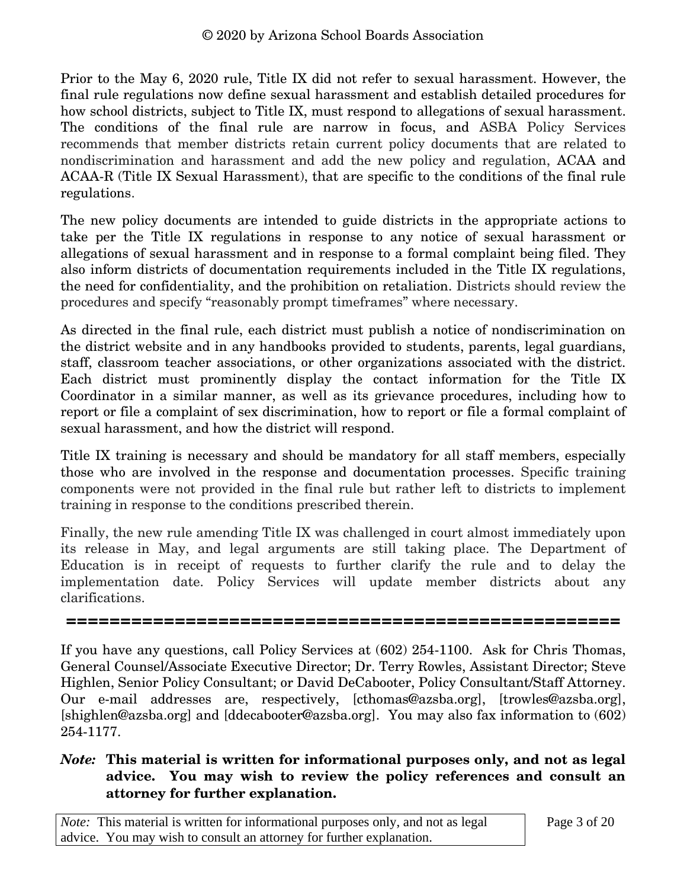Prior to the May 6, 2020 rule, Title IX did not refer to sexual harassment. However, the final rule regulations now define sexual harassment and establish detailed procedures for how school districts, subject to Title IX, must respond to allegations of sexual harassment. The conditions of the final rule are narrow in focus, and ASBA Policy Services recommends that member districts retain current policy documents that are related to nondiscrimination and harassment and add the new policy and regulation, ACAA and ACAA-R (Title IX Sexual Harassment), that are specific to the conditions of the final rule regulations.

The new policy documents are intended to guide districts in the appropriate actions to take per the Title IX regulations in response to any notice of sexual harassment or allegations of sexual harassment and in response to a formal complaint being filed. They also inform districts of documentation requirements included in the Title IX regulations, the need for confidentiality, and the prohibition on retaliation. Districts should review the procedures and specify "reasonably prompt timeframes" where necessary.

As directed in the final rule, each district must publish a notice of nondiscrimination on the district website and in any handbooks provided to students, parents, legal guardians, staff, classroom teacher associations, or other organizations associated with the district. Each district must prominently display the contact information for the Title IX Coordinator in a similar manner, as well as its grievance procedures, including how to report or file a complaint of sex discrimination, how to report or file a formal complaint of sexual harassment, and how the district will respond.

Title IX training is necessary and should be mandatory for all staff members, especially those who are involved in the response and documentation processes. Specific training components were not provided in the final rule but rather left to districts to implement training in response to the conditions prescribed therein.

Finally, the new rule amending Title IX was challenged in court almost immediately upon its release in May, and legal arguments are still taking place. The Department of Education is in receipt of requests to further clarify the rule and to delay the implementation date. Policy Services will update member districts about any clarifications.

**====================================================**

If you have any questions, call Policy Services at (602) 254-1100. Ask for Chris Thomas, General Counsel/Associate Executive Director; Dr. Terry Rowles, Assistant Director; Steve Highlen, Senior Policy Consultant; or David DeCabooter, Policy Consultant/Staff Attorney. Our e-mail addresses are, respectively, [cthomas@azsba.org], [trowles@azsba.org], [shighlen@azsba.org] and [ddecabooter@azsba.org]. You may also fax information to (602) 254-1177.

***Note:*** **This material is written for informational purposes only, and not as legal advice. You may wish to review the policy references and consult an attorney for further explanation.**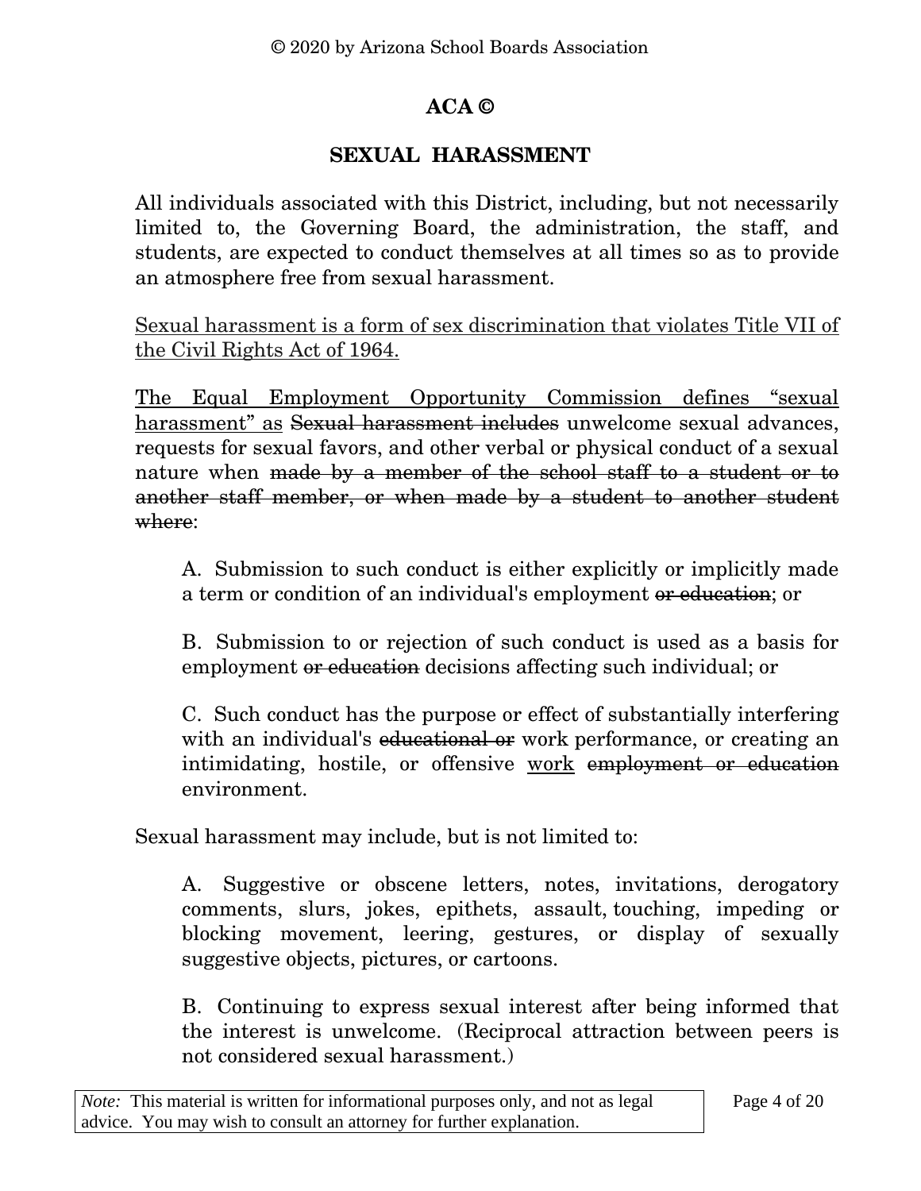# ACA ©

## SEXUAL HARASSMENT

All individuals associated with this District, including, but not necessarily limited to, the Governing Board, the administration, the staff, and students, are expected to conduct themselves at all times so as to provide an atmosphere free from sexual harassment.

<u>Sexual harassment is a form of sex discrimination that violates Title VII of the Civil Rights Act of 1964.</u>

<u>The Equal Employment Opportunity Commission defines "sexual harassment" as</u> ~~Sexual harassment includes~~ unwelcome sexual advances, requests for sexual favors, and other verbal or physical conduct of a sexual nature when ~~made by a member of the school staff to a student or to another staff member, or when made by a student to another student where~~:

> A. Submission to such conduct is either explicitly or implicitly made a term or condition of an individual's employment ~~or education~~; or
>
> B. Submission to or rejection of such conduct is used as a basis for employment ~~or education~~ decisions affecting such individual; or
>
> C. Such conduct has the purpose or effect of substantially interfering with an individual's ~~educational or~~ work performance, or creating an intimidating, hostile, or offensive <u>work</u> ~~employment or education~~ environment.

Sexual harassment may include, but is not limited to:

> A. Suggestive or obscene letters, notes, invitations, derogatory comments, slurs, jokes, epithets, assault, touching, impeding or blocking movement, leering, gestures, or display of sexually suggestive objects, pictures, or cartoons.
>
> B. Continuing to express sexual interest after being informed that the interest is unwelcome. (Reciprocal attraction between peers is not considered sexual harassment.)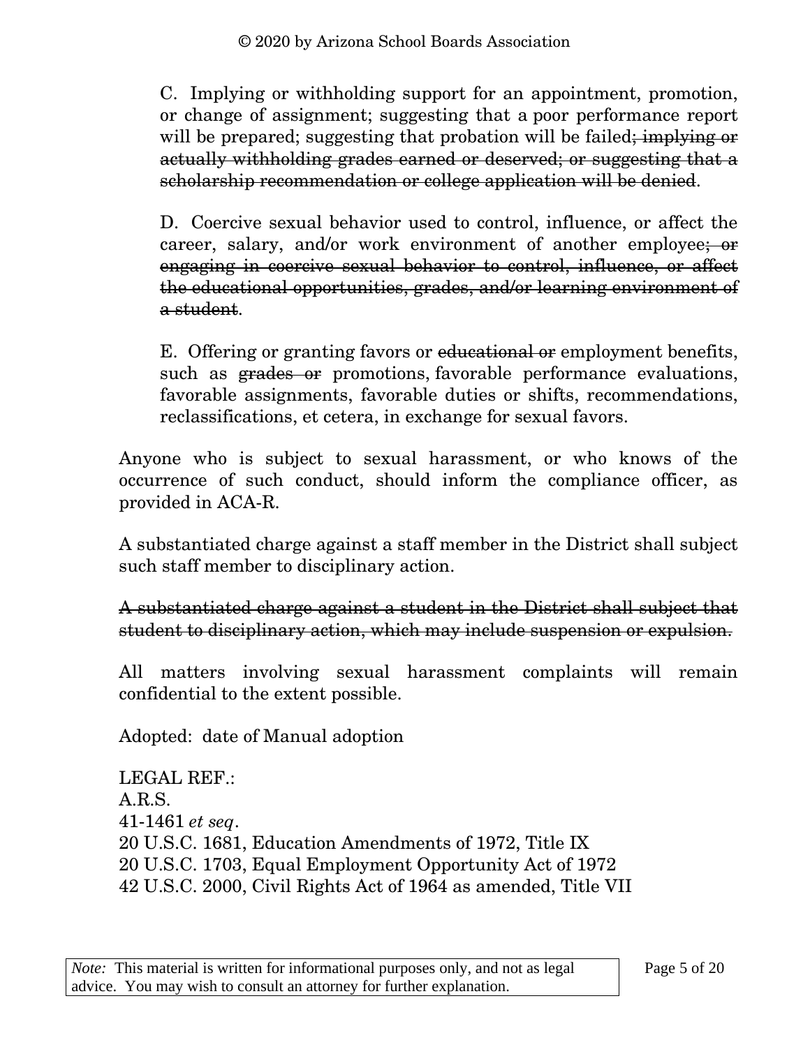C. Implying or withholding support for an appointment, promotion, or change of assignment; suggesting that a poor performance report will be prepared; suggesting that probation will be failed~~; implying or actually withholding grades earned or deserved; or suggesting that a scholarship recommendation or college application will be denied~~.

D. Coercive sexual behavior used to control, influence, or affect the career, salary, and/or work environment of another employee~~; or engaging in coercive sexual behavior to control, influence, or affect the educational opportunities, grades, and/or learning environment of a student~~.

E. Offering or granting favors or ~~educational or~~ employment benefits, such as ~~grades or~~ promotions, favorable performance evaluations, favorable assignments, favorable duties or shifts, recommendations, reclassifications, et cetera, in exchange for sexual favors.

Anyone who is subject to sexual harassment, or who knows of the occurrence of such conduct, should inform the compliance officer, as provided in ACA-R.

A substantiated charge against a staff member in the District shall subject such staff member to disciplinary action.

~~A substantiated charge against a student in the District shall subject that student to disciplinary action, which may include suspension or expulsion.~~

All matters involving sexual harassment complaints will remain confidential to the extent possible.

Adopted: date of Manual adoption

LEGAL REF.:
A.R.S.
41-1461 *et seq*.
20 U.S.C. 1681, Education Amendments of 1972, Title IX
20 U.S.C. 1703, Equal Employment Opportunity Act of 1972
42 U.S.C. 2000, Civil Rights Act of 1964 as amended, Title VII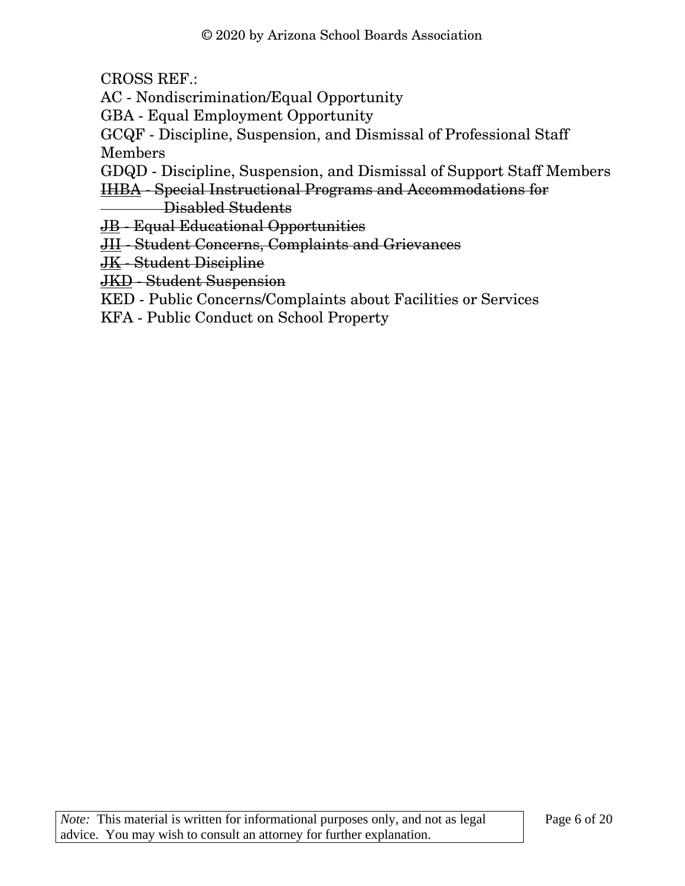CROSS REF.:

AC - Nondiscrimination/Equal Opportunity

GBA - Equal Employment Opportunity

GCQF - Discipline, Suspension, and Dismissal of Professional Staff Members

GDQD - Discipline, Suspension, and Dismissal of Support Staff Members

<u>IHBA</u> ~~- Special Instructional Programs and Accommodations for Disabled Students~~

<u>JB</u> ~~- Equal Educational Opportunities~~

<u>JII</u> ~~- Student Concerns, Complaints and Grievances~~

<u>JK</u> ~~- Student Discipline~~

<u>JKD</u> ~~- Student Suspension~~

KED - Public Concerns/Complaints about Facilities or Services

KFA - Public Conduct on School Property

*Note:* This material is written for informational purposes only, and not as legal advice. You may wish to consult an attorney for further explanation.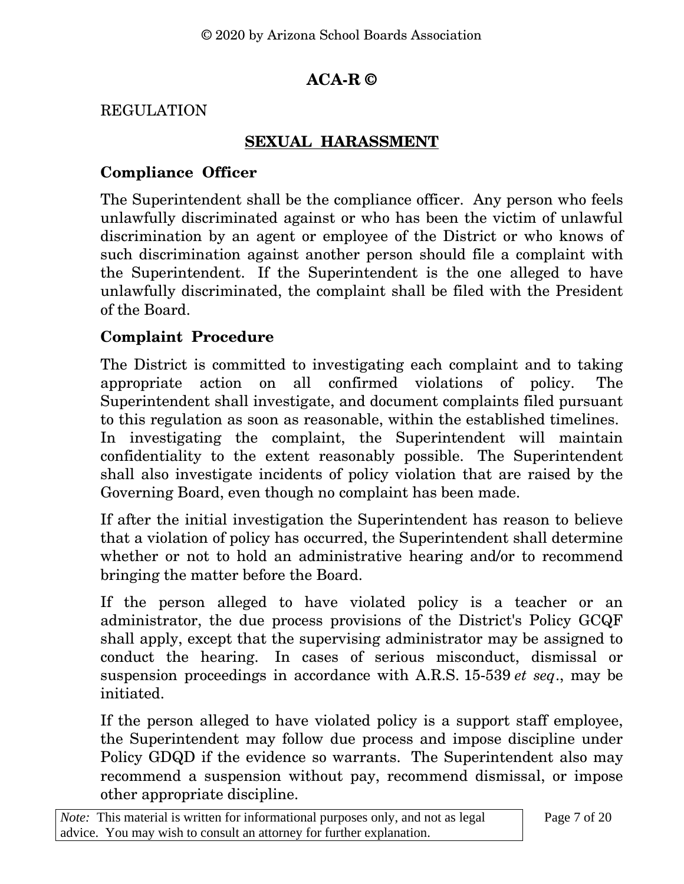# ACA-R ©

REGULATION

## SEXUAL HARASSMENT

### Compliance Officer

The Superintendent shall be the compliance officer. Any person who feels unlawfully discriminated against or who has been the victim of unlawful discrimination by an agent or employee of the District or who knows of such discrimination against another person should file a complaint with the Superintendent. If the Superintendent is the one alleged to have unlawfully discriminated, the complaint shall be filed with the President of the Board.

### Complaint Procedure

The District is committed to investigating each complaint and to taking appropriate action on all confirmed violations of policy. The Superintendent shall investigate, and document complaints filed pursuant to this regulation as soon as reasonable, within the established timelines. In investigating the complaint, the Superintendent will maintain confidentiality to the extent reasonably possible. The Superintendent shall also investigate incidents of policy violation that are raised by the Governing Board, even though no complaint has been made.

If after the initial investigation the Superintendent has reason to believe that a violation of policy has occurred, the Superintendent shall determine whether or not to hold an administrative hearing and/or to recommend bringing the matter before the Board.

If the person alleged to have violated policy is a teacher or an administrator, the due process provisions of the District's Policy GCQF shall apply, except that the supervising administrator may be assigned to conduct the hearing. In cases of serious misconduct, dismissal or suspension proceedings in accordance with A.R.S. 15-539 *et seq*., may be initiated.

If the person alleged to have violated policy is a support staff employee, the Superintendent may follow due process and impose discipline under Policy GDQD if the evidence so warrants. The Superintendent also may recommend a suspension without pay, recommend dismissal, or impose other appropriate discipline.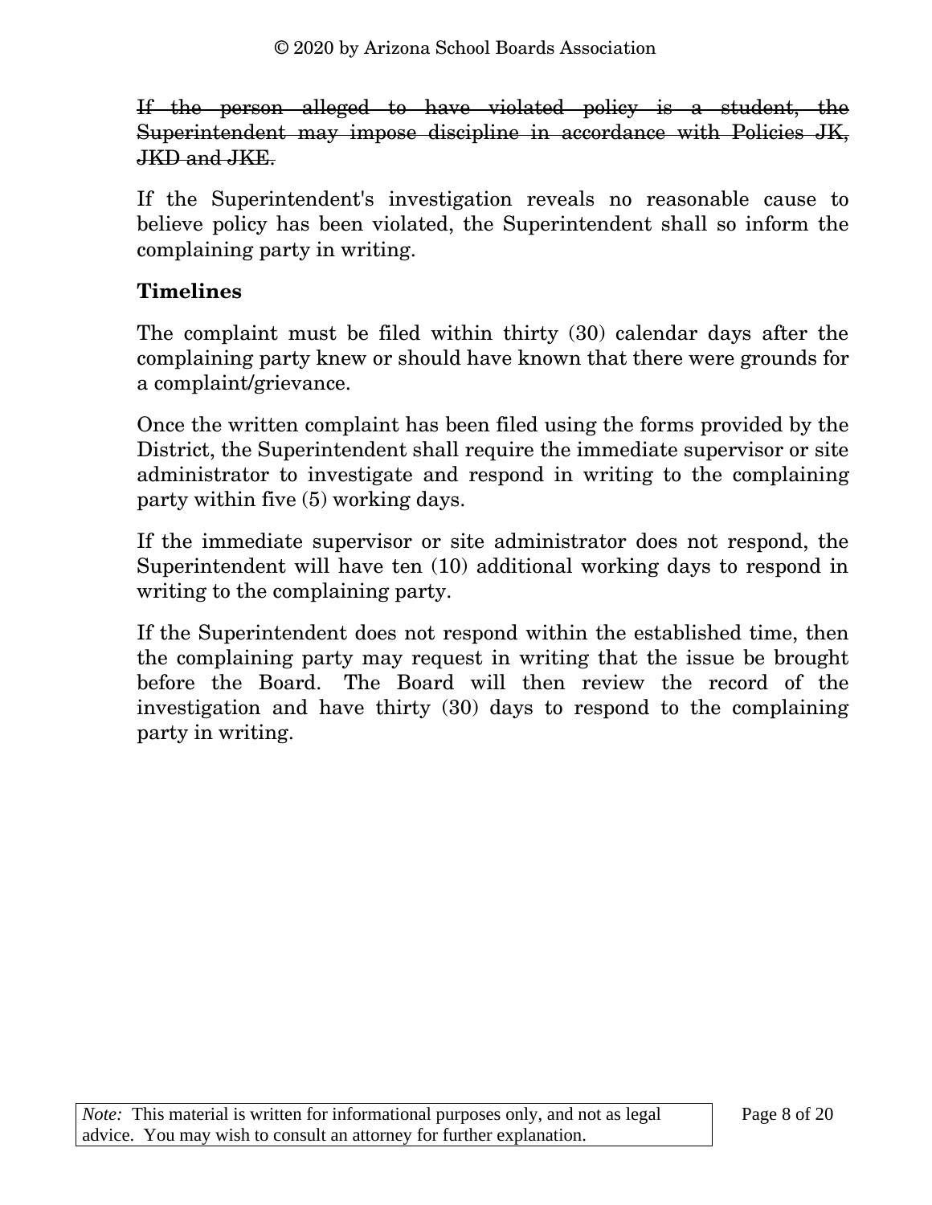~~If the person alleged to have violated policy is a student, the Superintendent may impose discipline in accordance with Policies JK, JKD and JKE.~~

If the Superintendent's investigation reveals no reasonable cause to believe policy has been violated, the Superintendent shall so inform the complaining party in writing.

**Timelines**

The complaint must be filed within thirty (30) calendar days after the complaining party knew or should have known that there were grounds for a complaint/grievance.

Once the written complaint has been filed using the forms provided by the District, the Superintendent shall require the immediate supervisor or site administrator to investigate and respond in writing to the complaining party within five (5) working days.

If the immediate supervisor or site administrator does not respond, the Superintendent will have ten (10) additional working days to respond in writing to the complaining party.

If the Superintendent does not respond within the established time, then the complaining party may request in writing that the issue be brought before the Board. The Board will then review the record of the investigation and have thirty (30) days to respond to the complaining party in writing.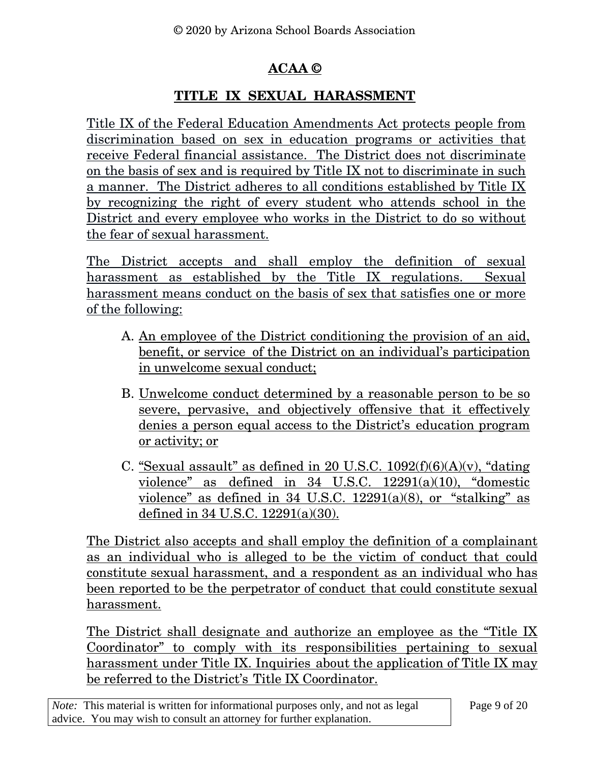## ACAA ©

## TITLE IX SEXUAL HARASSMENT

Title IX of the Federal Education Amendments Act protects people from discrimination based on sex in education programs or activities that receive Federal financial assistance. The District does not discriminate on the basis of sex and is required by Title IX not to discriminate in such a manner. The District adheres to all conditions established by Title IX by recognizing the right of every student who attends school in the District and every employee who works in the District to do so without the fear of sexual harassment.

The District accepts and shall employ the definition of sexual harassment as established by the Title IX regulations. Sexual harassment means conduct on the basis of sex that satisfies one or more of the following:

A. An employee of the District conditioning the provision of an aid, benefit, or service of the District on an individual's participation in unwelcome sexual conduct;

B. Unwelcome conduct determined by a reasonable person to be so severe, pervasive, and objectively offensive that it effectively denies a person equal access to the District's education program or activity; or

C. "Sexual assault" as defined in 20 U.S.C. 1092(f)(6)(A)(v), "dating violence" as defined in 34 U.S.C. 12291(a)(10), "domestic violence" as defined in 34 U.S.C. 12291(a)(8), or "stalking" as defined in 34 U.S.C. 12291(a)(30).

The District also accepts and shall employ the definition of a complainant as an individual who is alleged to be the victim of conduct that could constitute sexual harassment, and a respondent as an individual who has been reported to be the perpetrator of conduct that could constitute sexual harassment.

The District shall designate and authorize an employee as the "Title IX Coordinator" to comply with its responsibilities pertaining to sexual harassment under Title IX. Inquiries about the application of Title IX may be referred to the District's Title IX Coordinator.

*Note:* This material is written for informational purposes only, and not as legal advice. You may wish to consult an attorney for further explanation.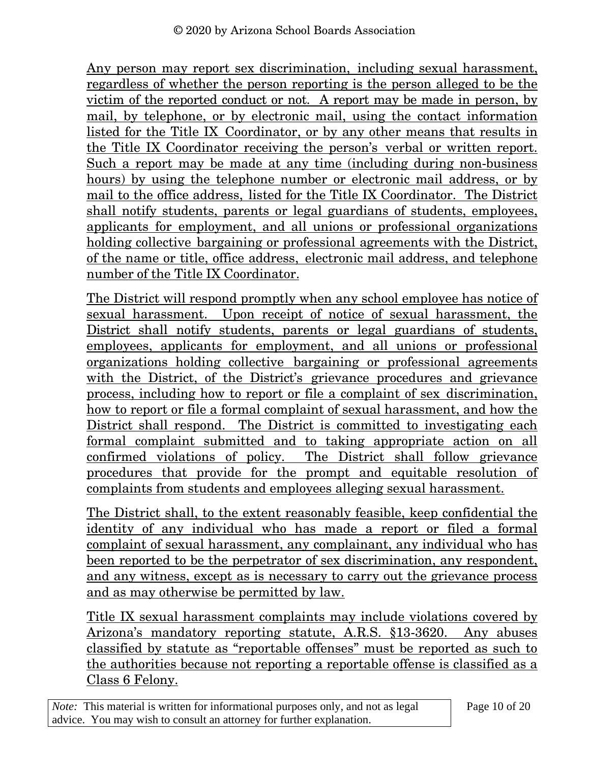Any person may report sex discrimination, including sexual harassment, regardless of whether the person reporting is the person alleged to be the victim of the reported conduct or not. A report may be made in person, by mail, by telephone, or by electronic mail, using the contact information listed for the Title IX Coordinator, or by any other means that results in the Title IX Coordinator receiving the person's verbal or written report. Such a report may be made at any time (including during non-business hours) by using the telephone number or electronic mail address, or by mail to the office address, listed for the Title IX Coordinator. The District shall notify students, parents or legal guardians of students, employees, applicants for employment, and all unions or professional organizations holding collective bargaining or professional agreements with the District, of the name or title, office address, electronic mail address, and telephone number of the Title IX Coordinator.

The District will respond promptly when any school employee has notice of sexual harassment. Upon receipt of notice of sexual harassment, the District shall notify students, parents or legal guardians of students, employees, applicants for employment, and all unions or professional organizations holding collective bargaining or professional agreements with the District, of the District's grievance procedures and grievance process, including how to report or file a complaint of sex discrimination, how to report or file a formal complaint of sexual harassment, and how the District shall respond. The District is committed to investigating each formal complaint submitted and to taking appropriate action on all confirmed violations of policy. The District shall follow grievance procedures that provide for the prompt and equitable resolution of complaints from students and employees alleging sexual harassment.

The District shall, to the extent reasonably feasible, keep confidential the identity of any individual who has made a report or filed a formal complaint of sexual harassment, any complainant, any individual who has been reported to be the perpetrator of sex discrimination, any respondent, and any witness, except as is necessary to carry out the grievance process and as may otherwise be permitted by law.

Title IX sexual harassment complaints may include violations covered by Arizona's mandatory reporting statute, A.R.S. §13-3620. Any abuses classified by statute as "reportable offenses" must be reported as such to the authorities because not reporting a reportable offense is classified as a Class 6 Felony.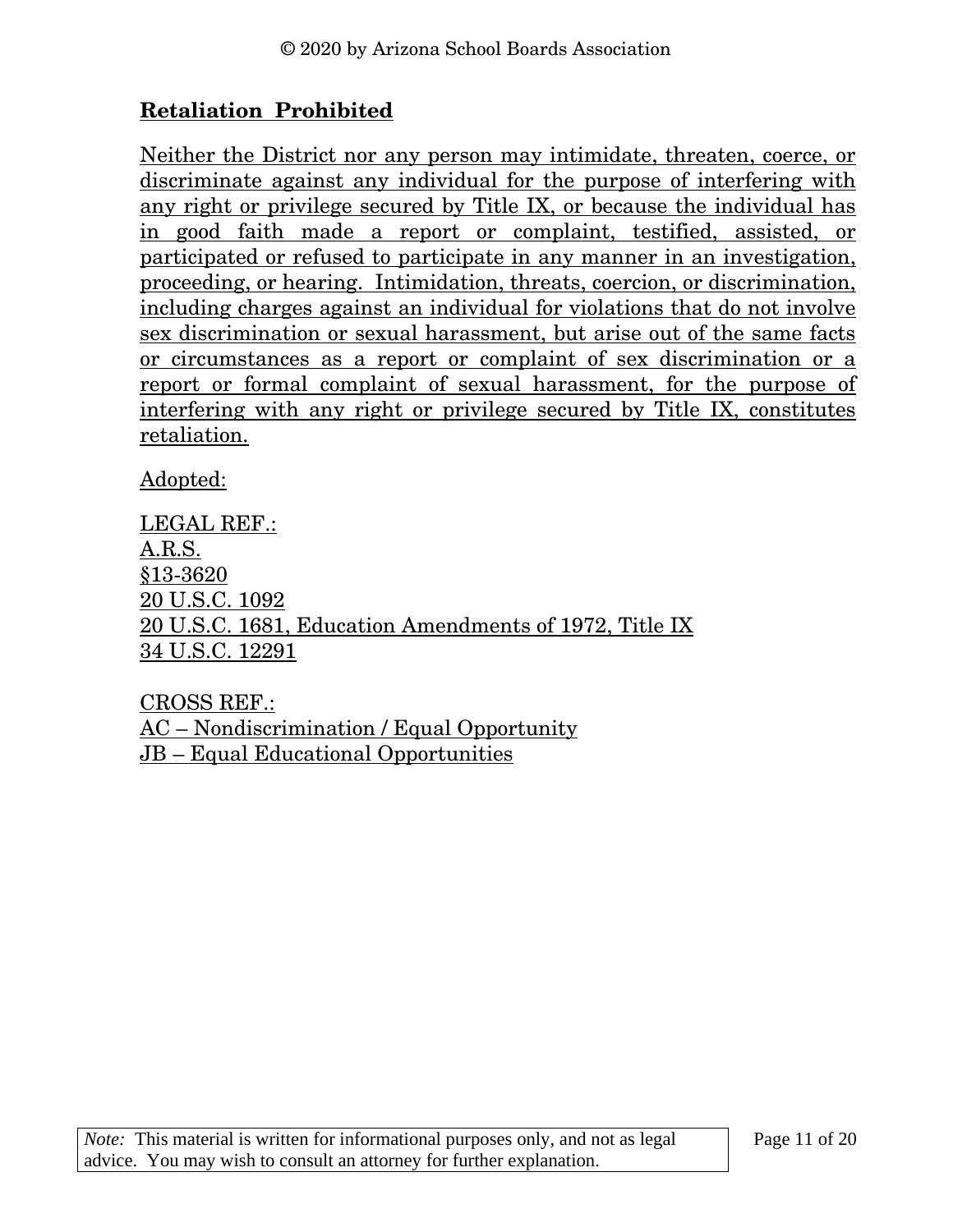## Retaliation Prohibited

Neither the District nor any person may intimidate, threaten, coerce, or discriminate against any individual for the purpose of interfering with any right or privilege secured by Title IX, or because the individual has in good faith made a report or complaint, testified, assisted, or participated or refused to participate in any manner in an investigation, proceeding, or hearing. Intimidation, threats, coercion, or discrimination, including charges against an individual for violations that do not involve sex discrimination or sexual harassment, but arise out of the same facts or circumstances as a report or complaint of sex discrimination or a report or formal complaint of sexual harassment, for the purpose of interfering with any right or privilege secured by Title IX, constitutes retaliation.

Adopted:

LEGAL REF.:
A.R.S.
§13-3620
20 U.S.C. 1092
20 U.S.C. 1681, Education Amendments of 1972, Title IX
34 U.S.C. 12291

CROSS REF.:
AC – Nondiscrimination / Equal Opportunity
JB – Equal Educational Opportunities

*Note:* This material is written for informational purposes only, and not as legal advice. You may wish to consult an attorney for further explanation.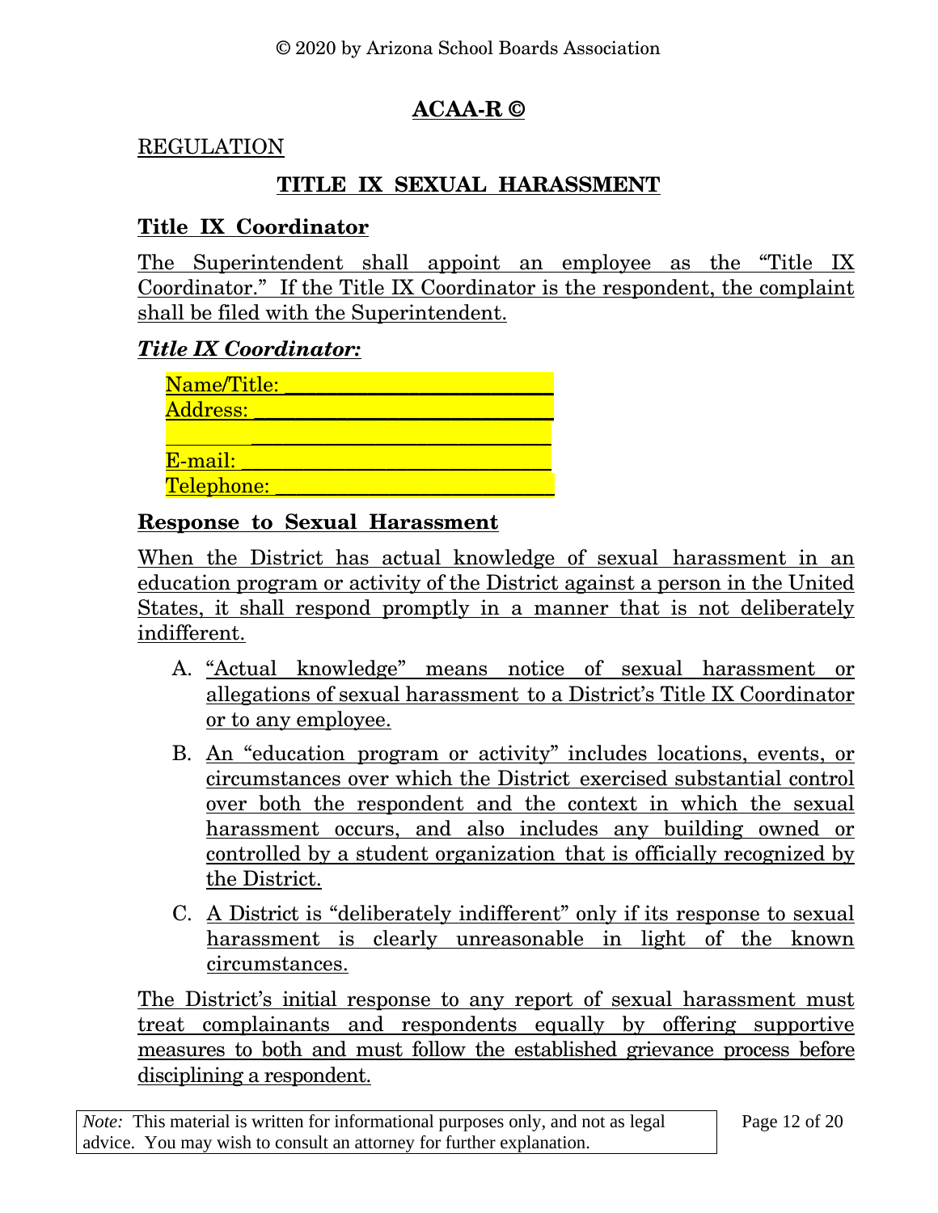© 2020 by Arizona School Boards Association

# ACAA-R ©

REGULATION

## TITLE IX SEXUAL HARASSMENT

### Title IX Coordinator

The Superintendent shall appoint an employee as the "Title IX Coordinator." If the Title IX Coordinator is the respondent, the complaint shall be filed with the Superintendent.

***Title IX Coordinator:***

Name/Title: ____________________________
Address: ______________________________
_____________________________________
E-mail: _______________________________
Telephone: ____________________________

### Response to Sexual Harassment

When the District has actual knowledge of sexual harassment in an education program or activity of the District against a person in the United States, it shall respond promptly in a manner that is not deliberately indifferent.

A. "Actual knowledge" means notice of sexual harassment or allegations of sexual harassment to a District's Title IX Coordinator or to any employee.

B. An "education program or activity" includes locations, events, or circumstances over which the District exercised substantial control over both the respondent and the context in which the sexual harassment occurs, and also includes any building owned or controlled by a student organization that is officially recognized by the District.

C. A District is "deliberately indifferent" only if its response to sexual harassment is clearly unreasonable in light of the known circumstances.

The District's initial response to any report of sexual harassment must treat complainants and respondents equally by offering supportive measures to both and must follow the established grievance process before disciplining a respondent.

*Note:* This material is written for informational purposes only, and not as legal advice. You may wish to consult an attorney for further explanation.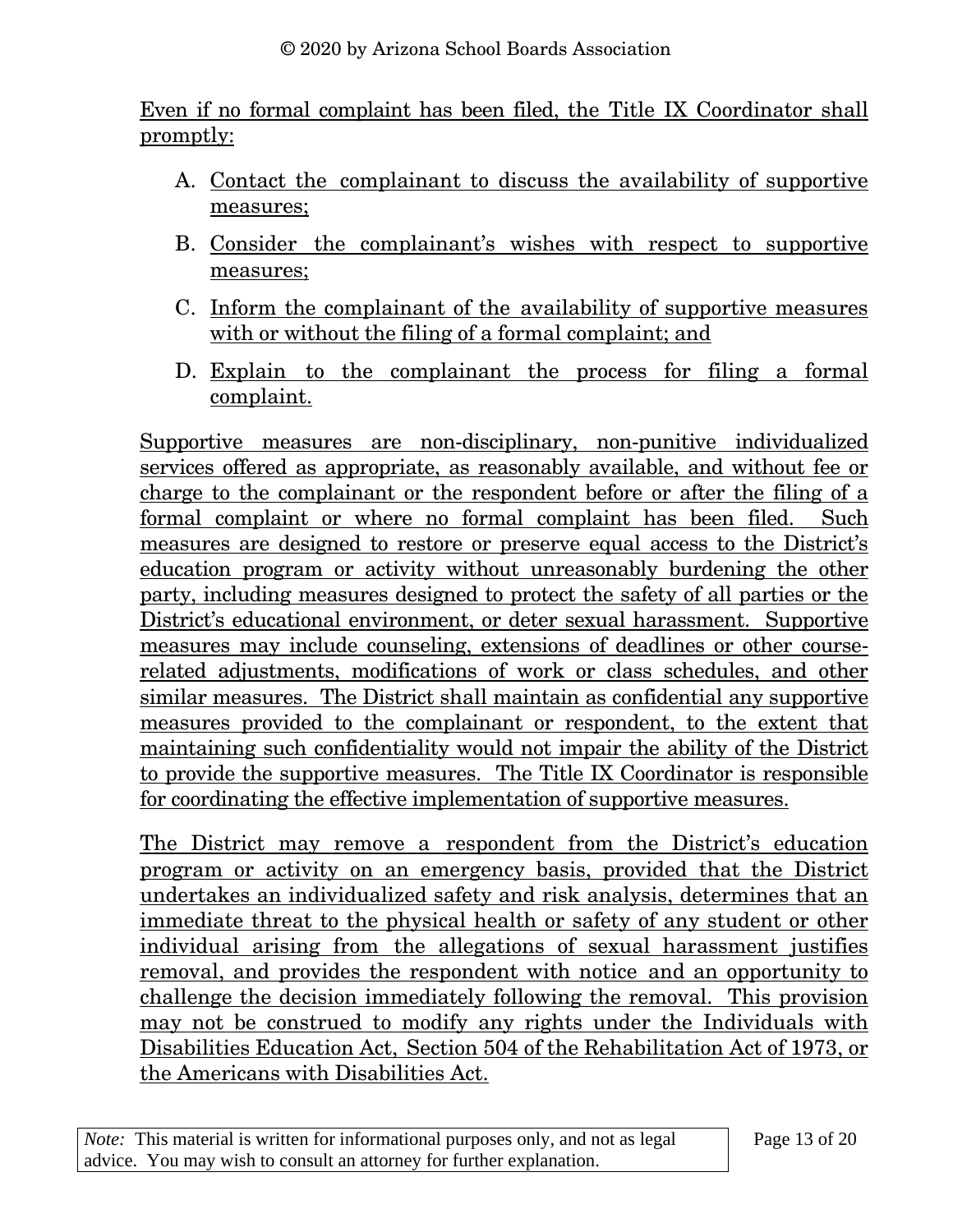Even if no formal complaint has been filed, the Title IX Coordinator shall promptly:

A. Contact the complainant to discuss the availability of supportive measures;

B. Consider the complainant's wishes with respect to supportive measures;

C. Inform the complainant of the availability of supportive measures with or without the filing of a formal complaint; and

D. Explain to the complainant the process for filing a formal complaint.

Supportive measures are non-disciplinary, non-punitive individualized services offered as appropriate, as reasonably available, and without fee or charge to the complainant or the respondent before or after the filing of a formal complaint or where no formal complaint has been filed. Such measures are designed to restore or preserve equal access to the District's education program or activity without unreasonably burdening the other party, including measures designed to protect the safety of all parties or the District's educational environment, or deter sexual harassment. Supportive measures may include counseling, extensions of deadlines or other course-related adjustments, modifications of work or class schedules, and other similar measures. The District shall maintain as confidential any supportive measures provided to the complainant or respondent, to the extent that maintaining such confidentiality would not impair the ability of the District to provide the supportive measures. The Title IX Coordinator is responsible for coordinating the effective implementation of supportive measures.

The District may remove a respondent from the District's education program or activity on an emergency basis, provided that the District undertakes an individualized safety and risk analysis, determines that an immediate threat to the physical health or safety of any student or other individual arising from the allegations of sexual harassment justifies removal, and provides the respondent with notice and an opportunity to challenge the decision immediately following the removal. This provision may not be construed to modify any rights under the Individuals with Disabilities Education Act, Section 504 of the Rehabilitation Act of 1973, or the Americans with Disabilities Act.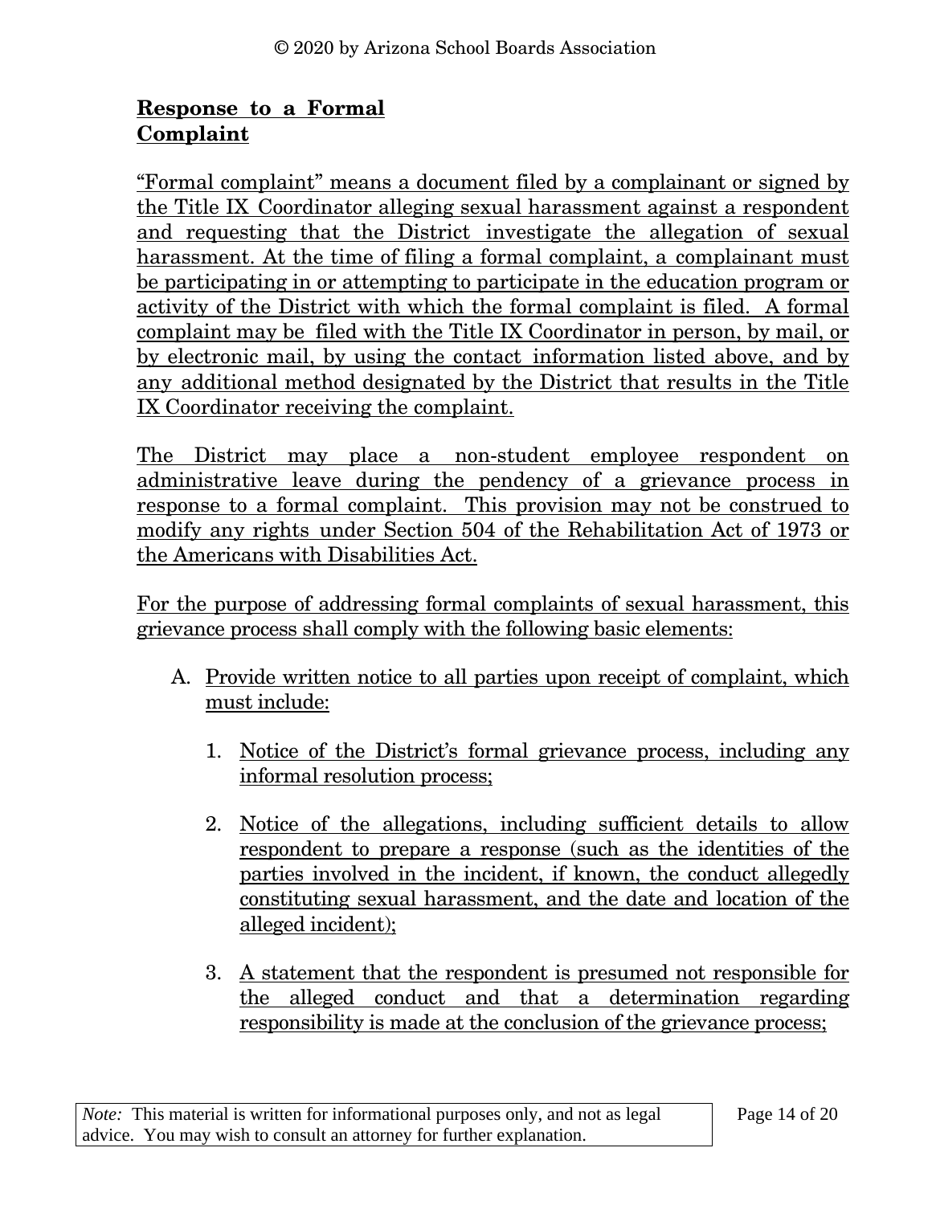## Response to a Formal Complaint

"Formal complaint" means a document filed by a complainant or signed by the Title IX Coordinator alleging sexual harassment against a respondent and requesting that the District investigate the allegation of sexual harassment. At the time of filing a formal complaint, a complainant must be participating in or attempting to participate in the education program or activity of the District with which the formal complaint is filed. A formal complaint may be filed with the Title IX Coordinator in person, by mail, or by electronic mail, by using the contact information listed above, and by any additional method designated by the District that results in the Title IX Coordinator receiving the complaint.

The District may place a non-student employee respondent on administrative leave during the pendency of a grievance process in response to a formal complaint. This provision may not be construed to modify any rights under Section 504 of the Rehabilitation Act of 1973 or the Americans with Disabilities Act.

For the purpose of addressing formal complaints of sexual harassment, this grievance process shall comply with the following basic elements:

A. Provide written notice to all parties upon receipt of complaint, which must include:

   1. Notice of the District's formal grievance process, including any informal resolution process;

   2. Notice of the allegations, including sufficient details to allow respondent to prepare a response (such as the identities of the parties involved in the incident, if known, the conduct allegedly constituting sexual harassment, and the date and location of the alleged incident);

   3. A statement that the respondent is presumed not responsible for the alleged conduct and that a determination regarding responsibility is made at the conclusion of the grievance process;

*Note:* This material is written for informational purposes only, and not as legal advice. You may wish to consult an attorney for further explanation.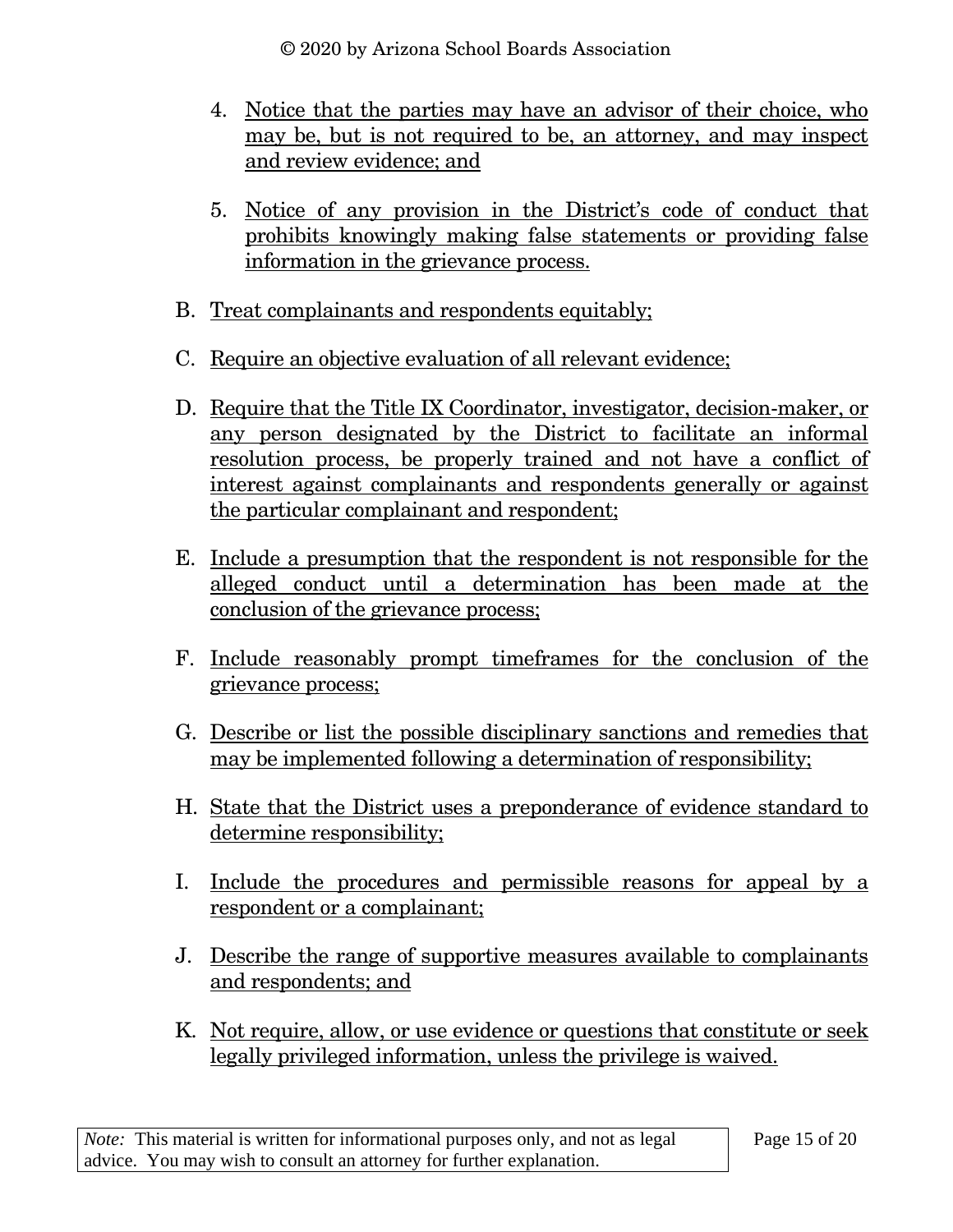4. Notice that the parties may have an advisor of their choice, who may be, but is not required to be, an attorney, and may inspect and review evidence; and

5. Notice of any provision in the District's code of conduct that prohibits knowingly making false statements or providing false information in the grievance process.

B. Treat complainants and respondents equitably;

C. Require an objective evaluation of all relevant evidence;

D. Require that the Title IX Coordinator, investigator, decision-maker, or any person designated by the District to facilitate an informal resolution process, be properly trained and not have a conflict of interest against complainants and respondents generally or against the particular complainant and respondent;

E. Include a presumption that the respondent is not responsible for the alleged conduct until a determination has been made at the conclusion of the grievance process;

F. Include reasonably prompt timeframes for the conclusion of the grievance process;

G. Describe or list the possible disciplinary sanctions and remedies that may be implemented following a determination of responsibility;

H. State that the District uses a preponderance of evidence standard to determine responsibility;

I. Include the procedures and permissible reasons for appeal by a respondent or a complainant;

J. Describe the range of supportive measures available to complainants and respondents; and

K. Not require, allow, or use evidence or questions that constitute or seek legally privileged information, unless the privilege is waived.

*Note:* This material is written for informational purposes only, and not as legal advice. You may wish to consult an attorney for further explanation.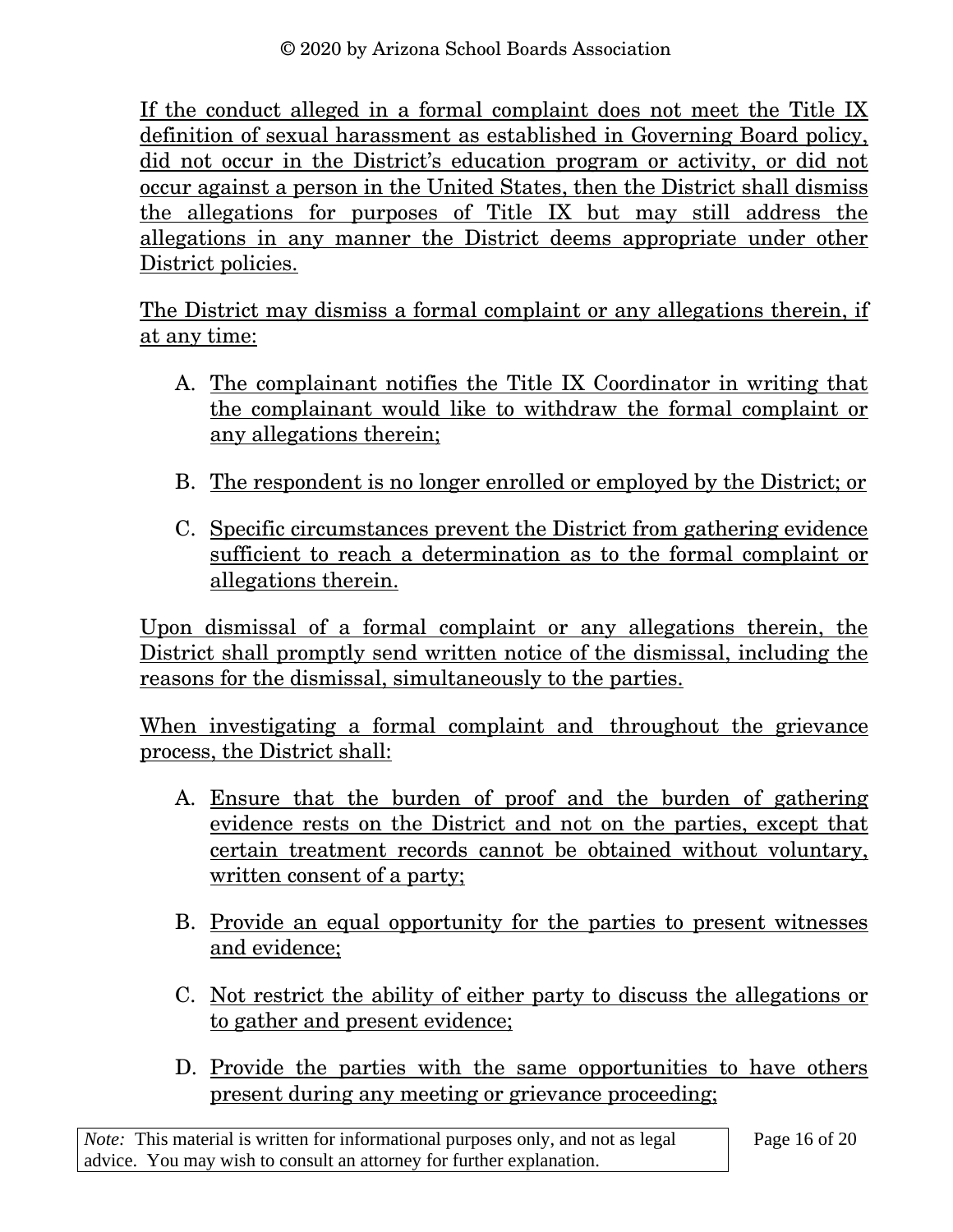If the conduct alleged in a formal complaint does not meet the Title IX definition of sexual harassment as established in Governing Board policy, did not occur in the District's education program or activity, or did not occur against a person in the United States, then the District shall dismiss the allegations for purposes of Title IX but may still address the allegations in any manner the District deems appropriate under other District policies.

The District may dismiss a formal complaint or any allegations therein, if at any time:

A. The complainant notifies the Title IX Coordinator in writing that the complainant would like to withdraw the formal complaint or any allegations therein;

B. The respondent is no longer enrolled or employed by the District; or

C. Specific circumstances prevent the District from gathering evidence sufficient to reach a determination as to the formal complaint or allegations therein.

Upon dismissal of a formal complaint or any allegations therein, the District shall promptly send written notice of the dismissal, including the reasons for the dismissal, simultaneously to the parties.

When investigating a formal complaint and throughout the grievance process, the District shall:

A. Ensure that the burden of proof and the burden of gathering evidence rests on the District and not on the parties, except that certain treatment records cannot be obtained without voluntary, written consent of a party;

B. Provide an equal opportunity for the parties to present witnesses and evidence;

C. Not restrict the ability of either party to discuss the allegations or to gather and present evidence;

D. Provide the parties with the same opportunities to have others present during any meeting or grievance proceeding;

*Note:* This material is written for informational purposes only, and not as legal advice. You may wish to consult an attorney for further explanation.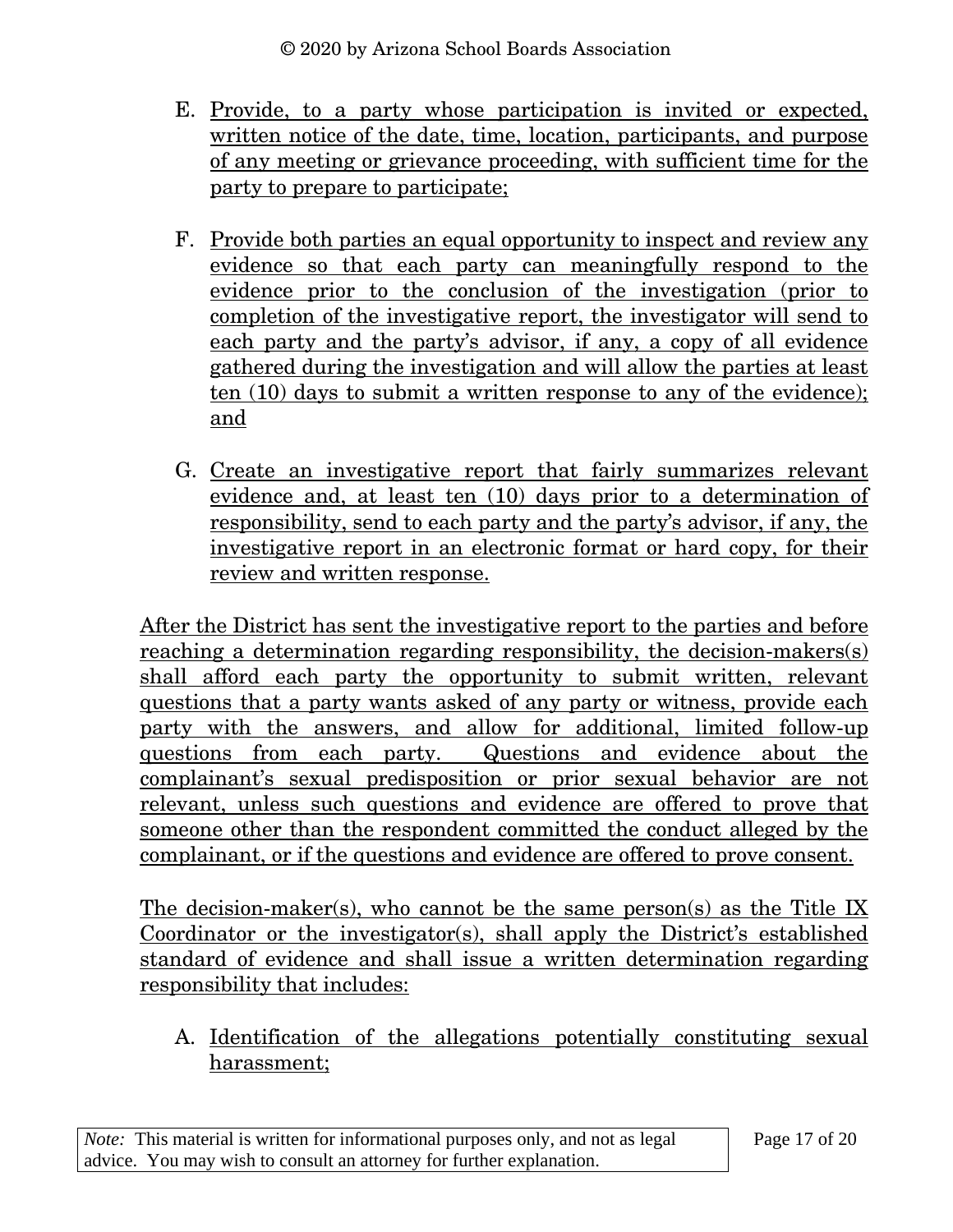E. Provide, to a party whose participation is invited or expected, written notice of the date, time, location, participants, and purpose of any meeting or grievance proceeding, with sufficient time for the party to prepare to participate;

F. Provide both parties an equal opportunity to inspect and review any evidence so that each party can meaningfully respond to the evidence prior to the conclusion of the investigation (prior to completion of the investigative report, the investigator will send to each party and the party's advisor, if any, a copy of all evidence gathered during the investigation and will allow the parties at least ten (10) days to submit a written response to any of the evidence); and

G. Create an investigative report that fairly summarizes relevant evidence and, at least ten (10) days prior to a determination of responsibility, send to each party and the party's advisor, if any, the investigative report in an electronic format or hard copy, for their review and written response.

After the District has sent the investigative report to the parties and before reaching a determination regarding responsibility, the decision-makers(s) shall afford each party the opportunity to submit written, relevant questions that a party wants asked of any party or witness, provide each party with the answers, and allow for additional, limited follow-up questions from each party. Questions and evidence about the complainant's sexual predisposition or prior sexual behavior are not relevant, unless such questions and evidence are offered to prove that someone other than the respondent committed the conduct alleged by the complainant, or if the questions and evidence are offered to prove consent.

The decision-maker(s), who cannot be the same person(s) as the Title IX Coordinator or the investigator(s), shall apply the District's established standard of evidence and shall issue a written determination regarding responsibility that includes:

A. Identification of the allegations potentially constituting sexual harassment;

*Note:* This material is written for informational purposes only, and not as legal advice. You may wish to consult an attorney for further explanation.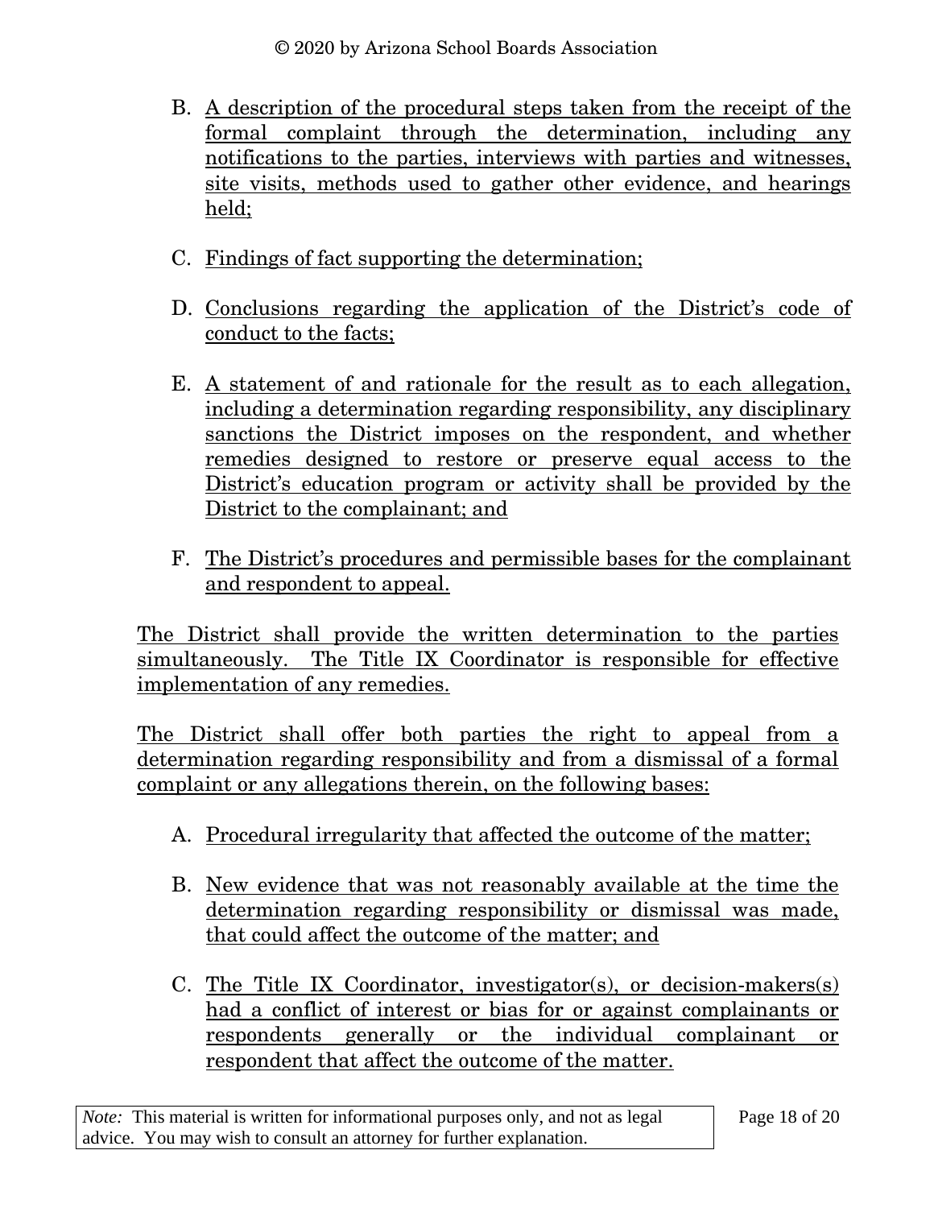B. A description of the procedural steps taken from the receipt of the formal complaint through the determination, including any notifications to the parties, interviews with parties and witnesses, site visits, methods used to gather other evidence, and hearings held;

C. Findings of fact supporting the determination;

D. Conclusions regarding the application of the District's code of conduct to the facts;

E. A statement of and rationale for the result as to each allegation, including a determination regarding responsibility, any disciplinary sanctions the District imposes on the respondent, and whether remedies designed to restore or preserve equal access to the District's education program or activity shall be provided by the District to the complainant; and

F. The District's procedures and permissible bases for the complainant and respondent to appeal.

The District shall provide the written determination to the parties simultaneously. The Title IX Coordinator is responsible for effective implementation of any remedies.

The District shall offer both parties the right to appeal from a determination regarding responsibility and from a dismissal of a formal complaint or any allegations therein, on the following bases:

A. Procedural irregularity that affected the outcome of the matter;

B. New evidence that was not reasonably available at the time the determination regarding responsibility or dismissal was made, that could affect the outcome of the matter; and

C. The Title IX Coordinator, investigator(s), or decision-makers(s) had a conflict of interest or bias for or against complainants or respondents generally or the individual complainant or respondent that affect the outcome of the matter.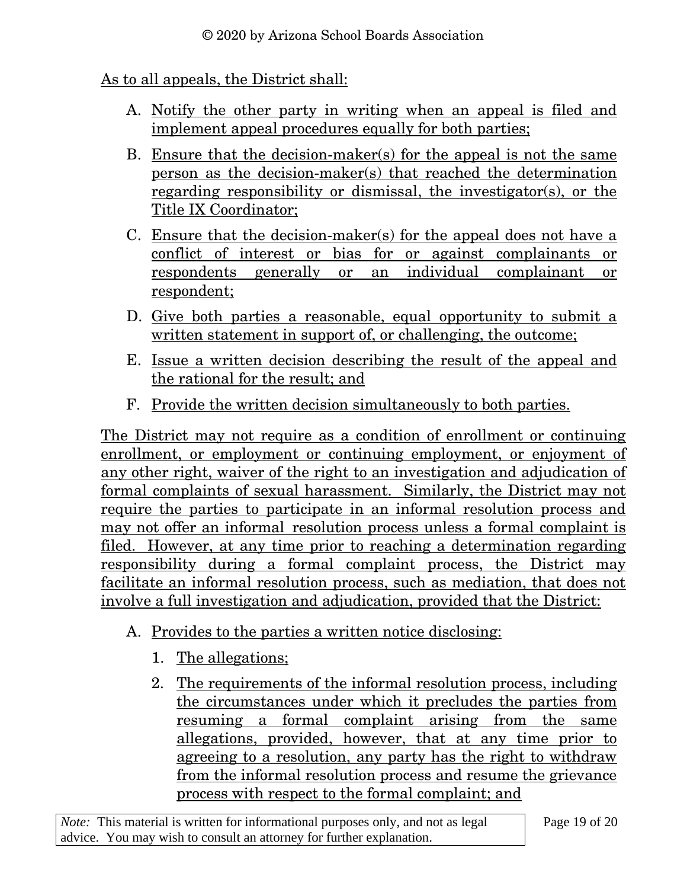As to all appeals, the District shall:

A. Notify the other party in writing when an appeal is filed and implement appeal procedures equally for both parties;
B. Ensure that the decision-maker(s) for the appeal is not the same person as the decision-maker(s) that reached the determination regarding responsibility or dismissal, the investigator(s), or the Title IX Coordinator;
C. Ensure that the decision-maker(s) for the appeal does not have a conflict of interest or bias for or against complainants or respondents generally or an individual complainant or respondent;
D. Give both parties a reasonable, equal opportunity to submit a written statement in support of, or challenging, the outcome;
E. Issue a written decision describing the result of the appeal and the rational for the result; and
F. Provide the written decision simultaneously to both parties.

The District may not require as a condition of enrollment or continuing enrollment, or employment or continuing employment, or enjoyment of any other right, waiver of the right to an investigation and adjudication of formal complaints of sexual harassment. Similarly, the District may not require the parties to participate in an informal resolution process and may not offer an informal resolution process unless a formal complaint is filed. However, at any time prior to reaching a determination regarding responsibility during a formal complaint process, the District may facilitate an informal resolution process, such as mediation, that does not involve a full investigation and adjudication, provided that the District:

A. Provides to the parties a written notice disclosing:
    1. The allegations;
    2. The requirements of the informal resolution process, including the circumstances under which it precludes the parties from resuming a formal complaint arising from the same allegations, provided, however, that at any time prior to agreeing to a resolution, any party has the right to withdraw from the informal resolution process and resume the grievance process with respect to the formal complaint; and

*Note:* This material is written for informational purposes only, and not as legal advice. You may wish to consult an attorney for further explanation.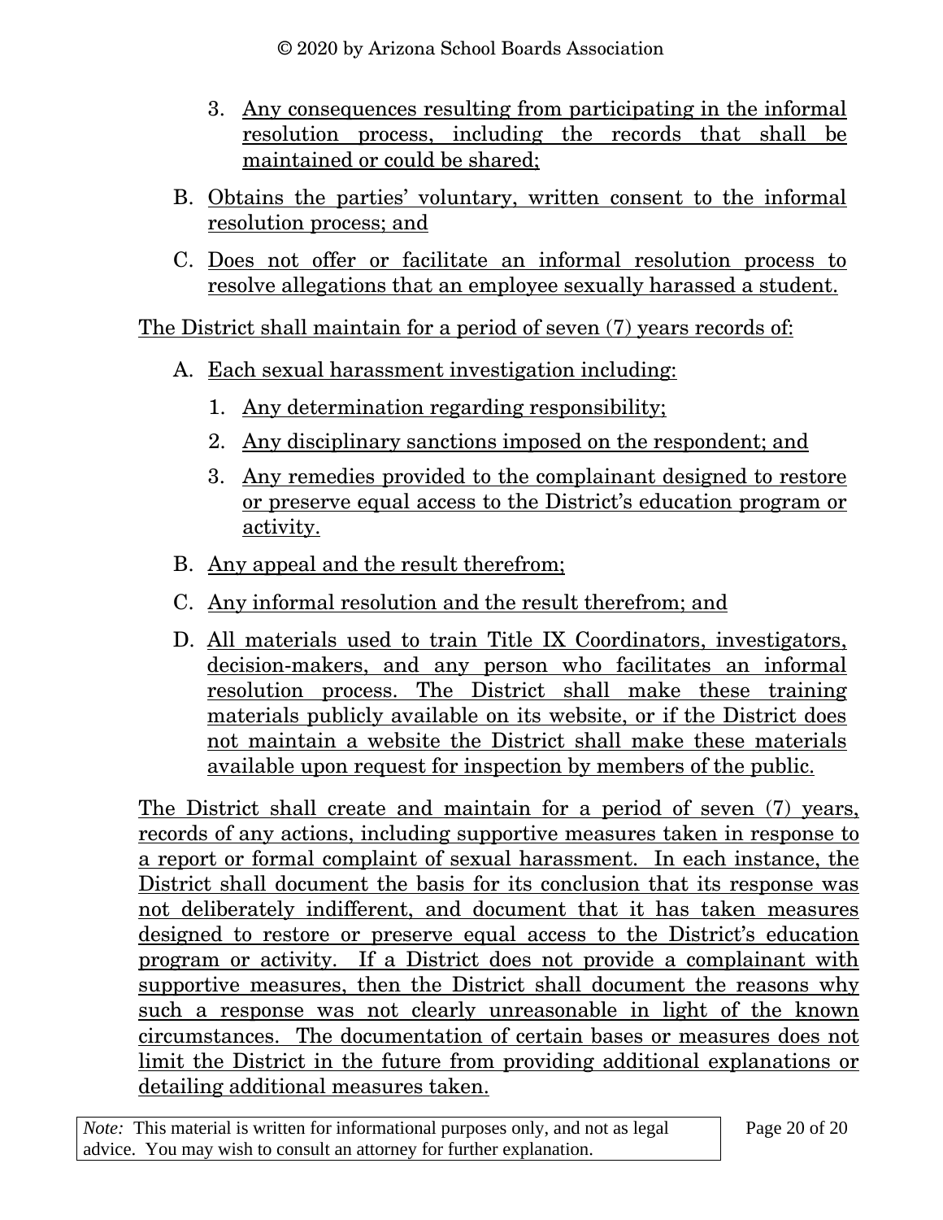3. Any consequences resulting from participating in the informal resolution process, including the records that shall be maintained or could be shared;

B. Obtains the parties' voluntary, written consent to the informal resolution process; and

C. Does not offer or facilitate an informal resolution process to resolve allegations that an employee sexually harassed a student.

The District shall maintain for a period of seven (7) years records of:

A. Each sexual harassment investigation including:

   1. Any determination regarding responsibility;

   2. Any disciplinary sanctions imposed on the respondent; and

   3. Any remedies provided to the complainant designed to restore or preserve equal access to the District's education program or activity.

B. Any appeal and the result therefrom;

C. Any informal resolution and the result therefrom; and

D. All materials used to train Title IX Coordinators, investigators, decision-makers, and any person who facilitates an informal resolution process. The District shall make these training materials publicly available on its website, or if the District does not maintain a website the District shall make these materials available upon request for inspection by members of the public.

The District shall create and maintain for a period of seven (7) years, records of any actions, including supportive measures taken in response to a report or formal complaint of sexual harassment. In each instance, the District shall document the basis for its conclusion that its response was not deliberately indifferent, and document that it has taken measures designed to restore or preserve equal access to the District's education program or activity. If a District does not provide a complainant with supportive measures, then the District shall document the reasons why such a response was not clearly unreasonable in light of the known circumstances. The documentation of certain bases or measures does not limit the District in the future from providing additional explanations or detailing additional measures taken.

*Note:* This material is written for informational purposes only, and not as legal advice. You may wish to consult an attorney for further explanation.